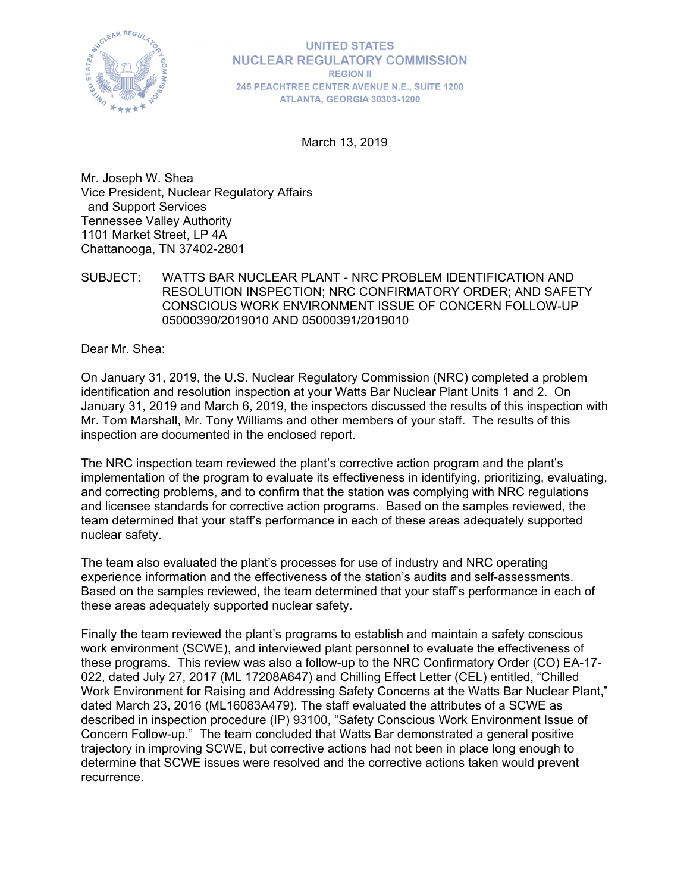UNITED STATES
NUCLEAR REGULATORY COMMISSION
REGION II
245 PEACHTREE CENTER AVENUE N.E., SUITE 1200
ATLANTA, GEORGIA 30303-1200

March 13, 2019

Mr. Joseph W. Shea
Vice President, Nuclear Regulatory Affairs
and Support Services
Tennessee Valley Authority
1101 Market Street, LP 4A
Chattanooga, TN 37402-2801

SUBJECT: WATTS BAR NUCLEAR PLANT - NRC PROBLEM IDENTIFICATION AND RESOLUTION INSPECTION; NRC CONFIRMATORY ORDER; AND SAFETY CONSCIOUS WORK ENVIRONMENT ISSUE OF CONCERN FOLLOW-UP 05000390/2019010 AND 05000391/2019010

Dear Mr. Shea:

On January 31, 2019, the U.S. Nuclear Regulatory Commission (NRC) completed a problem identification and resolution inspection at your Watts Bar Nuclear Plant Units 1 and 2. On January 31, 2019 and March 6, 2019, the inspectors discussed the results of this inspection with Mr. Tom Marshall, Mr. Tony Williams and other members of your staff. The results of this inspection are documented in the enclosed report.

The NRC inspection team reviewed the plant's corrective action program and the plant's implementation of the program to evaluate its effectiveness in identifying, prioritizing, evaluating, and correcting problems, and to confirm that the station was complying with NRC regulations and licensee standards for corrective action programs. Based on the samples reviewed, the team determined that your staff's performance in each of these areas adequately supported nuclear safety.

The team also evaluated the plant's processes for use of industry and NRC operating experience information and the effectiveness of the station's audits and self-assessments. Based on the samples reviewed, the team determined that your staff's performance in each of these areas adequately supported nuclear safety.

Finally the team reviewed the plant's programs to establish and maintain a safety conscious work environment (SCWE), and interviewed plant personnel to evaluate the effectiveness of these programs. This review was also a follow-up to the NRC Confirmatory Order (CO) EA-17-022, dated July 27, 2017 (ML 17208A647) and Chilling Effect Letter (CEL) entitled, "Chilled Work Environment for Raising and Addressing Safety Concerns at the Watts Bar Nuclear Plant," dated March 23, 2016 (ML16083A479). The staff evaluated the attributes of a SCWE as described in inspection procedure (IP) 93100, "Safety Conscious Work Environment Issue of Concern Follow-up." The team concluded that Watts Bar demonstrated a general positive trajectory in improving SCWE, but corrective actions had not been in place long enough to determine that SCWE issues were resolved and the corrective actions taken would prevent recurrence.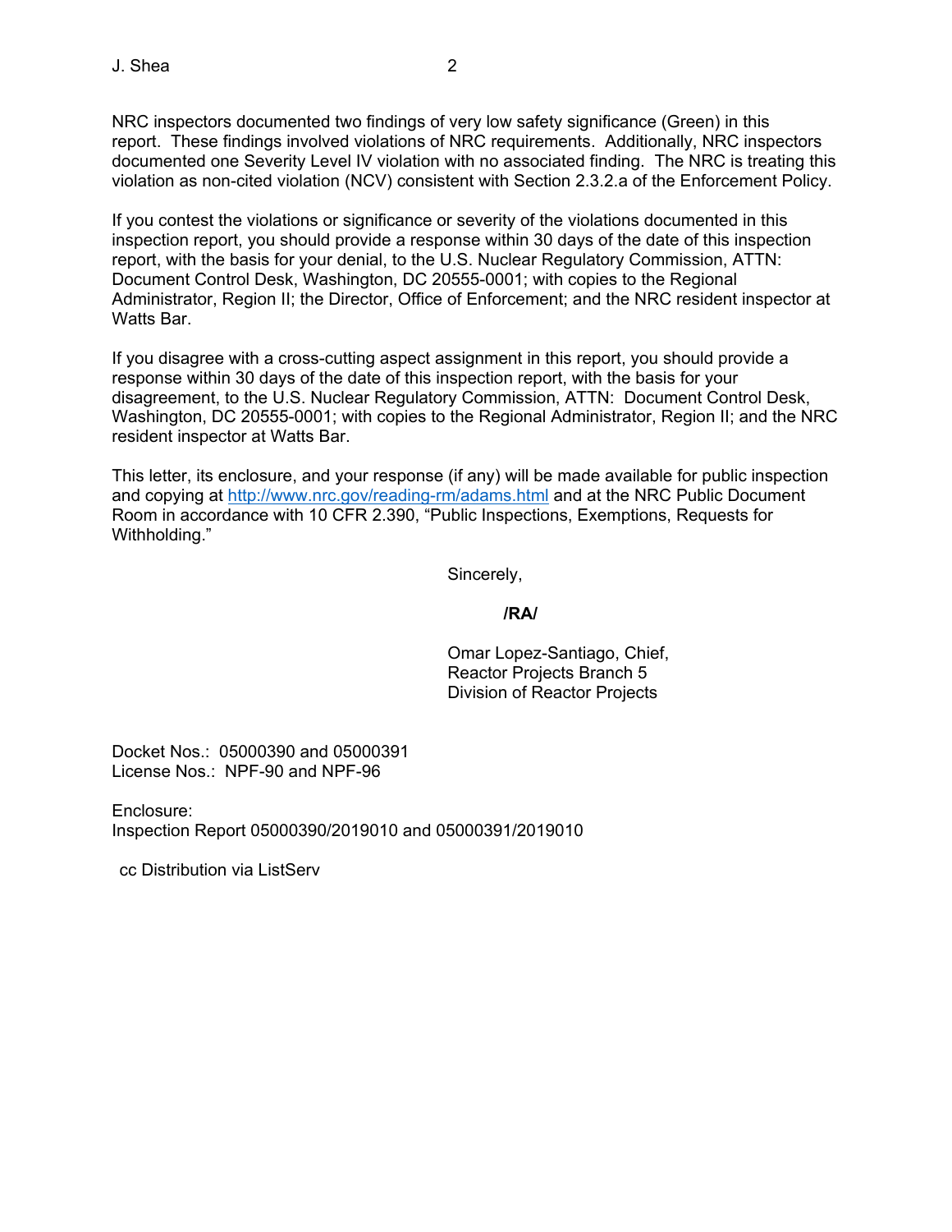NRC inspectors documented two findings of very low safety significance (Green) in this report. These findings involved violations of NRC requirements. Additionally, NRC inspectors documented one Severity Level IV violation with no associated finding. The NRC is treating this violation as non-cited violation (NCV) consistent with Section 2.3.2.a of the Enforcement Policy.

If you contest the violations or significance or severity of the violations documented in this inspection report, you should provide a response within 30 days of the date of this inspection report, with the basis for your denial, to the U.S. Nuclear Regulatory Commission, ATTN: Document Control Desk, Washington, DC 20555-0001; with copies to the Regional Administrator, Region II; the Director, Office of Enforcement; and the NRC resident inspector at Watts Bar.

If you disagree with a cross-cutting aspect assignment in this report, you should provide a response within 30 days of the date of this inspection report, with the basis for your disagreement, to the U.S. Nuclear Regulatory Commission, ATTN: Document Control Desk, Washington, DC 20555-0001; with copies to the Regional Administrator, Region II; and the NRC resident inspector at Watts Bar.

This letter, its enclosure, and your response (if any) will be made available for public inspection and copying at http://www.nrc.gov/reading-rm/adams.html and at the NRC Public Document Room in accordance with 10 CFR 2.390, "Public Inspections, Exemptions, Requests for Withholding."

Sincerely,

**/RA/**

Omar Lopez-Santiago, Chief,
Reactor Projects Branch 5
Division of Reactor Projects

Docket Nos.: 05000390 and 05000391
License Nos.: NPF-90 and NPF-96

Enclosure:
Inspection Report 05000390/2019010 and 05000391/2019010

cc Distribution via ListServ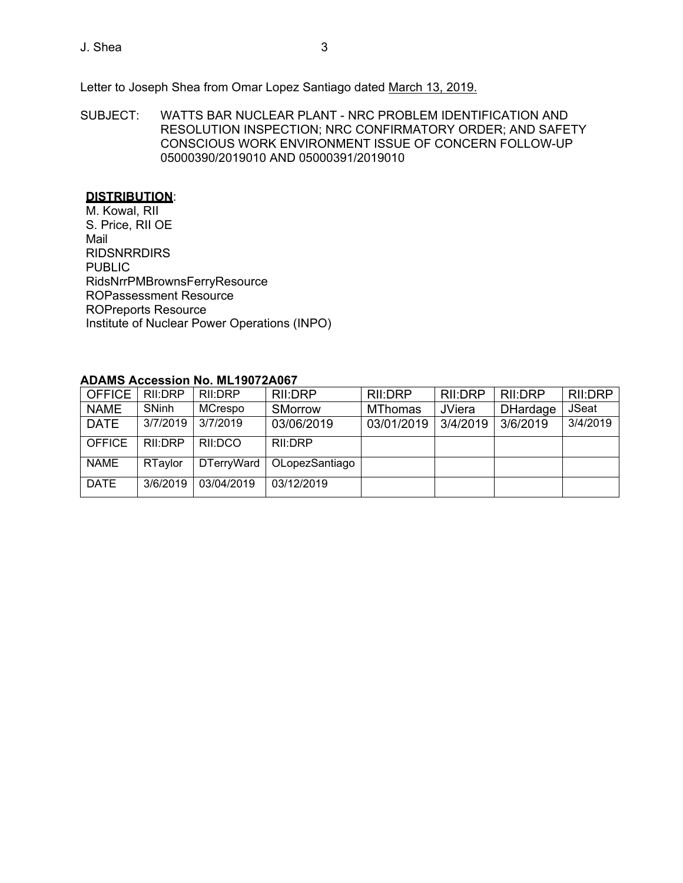Letter to Joseph Shea from Omar Lopez Santiago dated March 13, 2019.

SUBJECT: WATTS BAR NUCLEAR PLANT - NRC PROBLEM IDENTIFICATION AND RESOLUTION INSPECTION; NRC CONFIRMATORY ORDER; AND SAFETY CONSCIOUS WORK ENVIRONMENT ISSUE OF CONCERN FOLLOW-UP 05000390/2019010 AND 05000391/2019010

**DISTRIBUTION**:
M. Kowal, RII
S. Price, RII OE
Mail
RIDSNRRDIRS
PUBLIC
RidsNrrPMBrownsFerryResource
ROPassessment Resource
ROPreports Resource
Institute of Nuclear Power Operations (INPO)

**ADAMS Accession No. ML19072A067**

| OFFICE | RII:DRP | RII:DRP | RII:DRP | RII:DRP | RII:DRP | RII:DRP | RII:DRP |
|---|---|---|---|---|---|---|---|
| NAME | SNinh | MCrespo | SMorrow | MThomas | JViera | DHardage | JSeat |
| DATE | 3/7/2019 | 3/7/2019 | 03/06/2019 | 03/01/2019 | 3/4/2019 | 3/6/2019 | 3/4/2019 |
| OFFICE | RII:DRP | RII:DCO | RII:DRP | | | | |
| NAME | RTaylor | DTerryWard | OLopezSantiago | | | | |
| DATE | 3/6/2019 | 03/04/2019 | 03/12/2019 | | | | |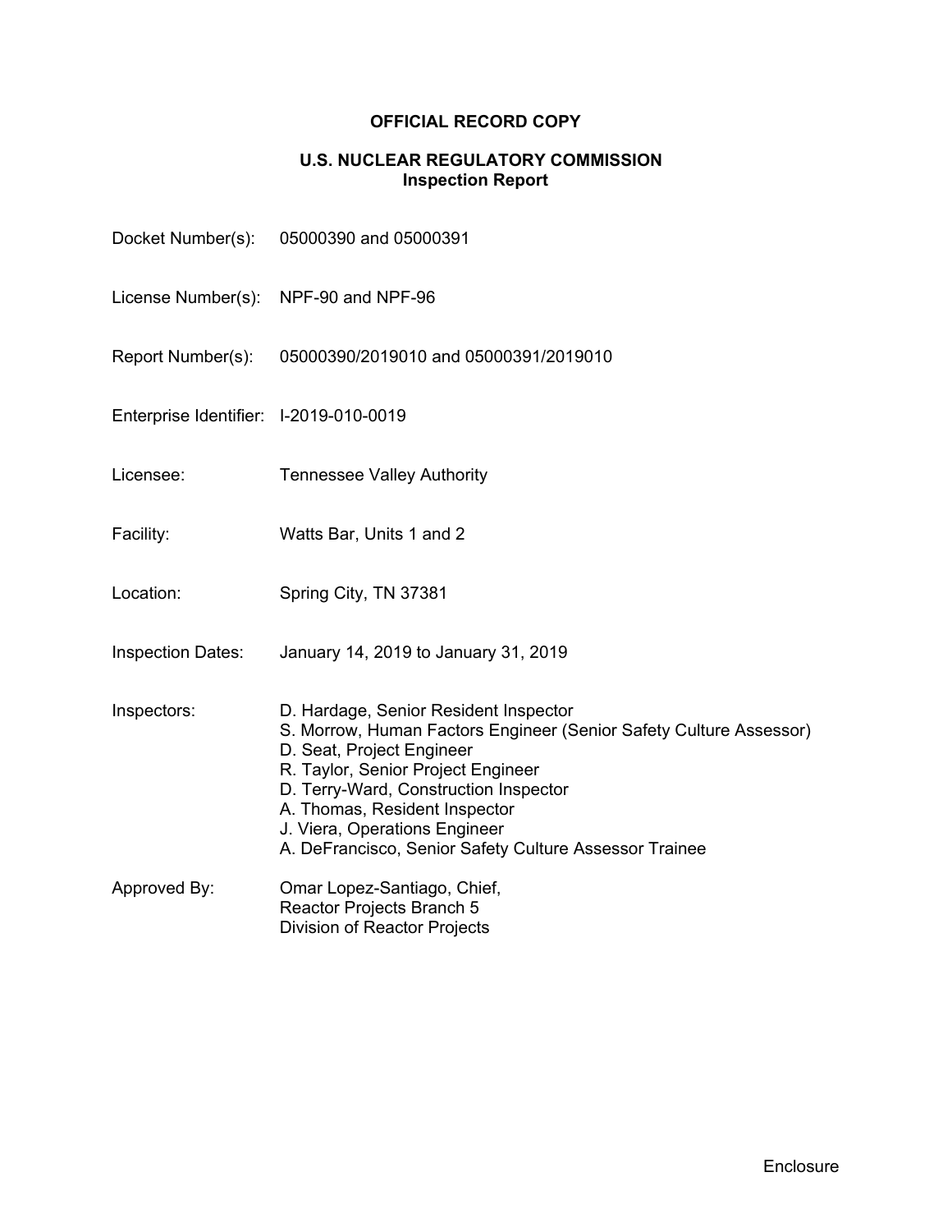**OFFICIAL RECORD COPY**

**U.S. NUCLEAR REGULATORY COMMISSION**
**Inspection Report**

Docket Number(s): 05000390 and 05000391

License Number(s): NPF-90 and NPF-96

Report Number(s): 05000390/2019010 and 05000391/2019010

Enterprise Identifier: I-2019-010-0019

Licensee: Tennessee Valley Authority

Facility: Watts Bar, Units 1 and 2

Location: Spring City, TN 37381

Inspection Dates: January 14, 2019 to January 31, 2019

Inspectors: D. Hardage, Senior Resident Inspector
S. Morrow, Human Factors Engineer (Senior Safety Culture Assessor)
D. Seat, Project Engineer
R. Taylor, Senior Project Engineer
D. Terry-Ward, Construction Inspector
A. Thomas, Resident Inspector
J. Viera, Operations Engineer
A. DeFrancisco, Senior Safety Culture Assessor Trainee

Approved By: Omar Lopez-Santiago, Chief,
Reactor Projects Branch 5
Division of Reactor Projects

Enclosure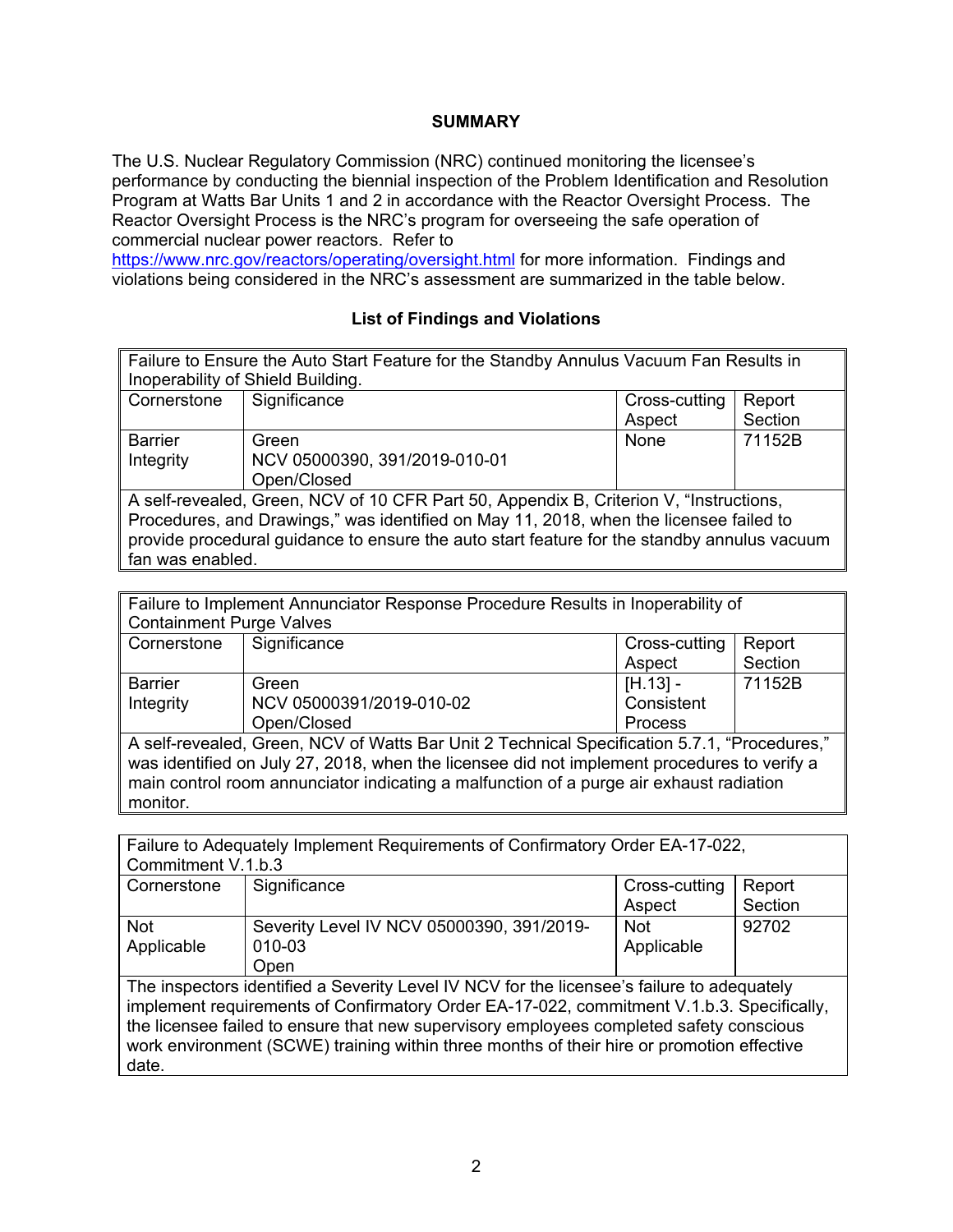## SUMMARY

The U.S. Nuclear Regulatory Commission (NRC) continued monitoring the licensee's performance by conducting the biennial inspection of the Problem Identification and Resolution Program at Watts Bar Units 1 and 2 in accordance with the Reactor Oversight Process. The Reactor Oversight Process is the NRC's program for overseeing the safe operation of commercial nuclear power reactors. Refer to https://www.nrc.gov/reactors/operating/oversight.html for more information. Findings and violations being considered in the NRC's assessment are summarized in the table below.

### List of Findings and Violations

| Failure to Ensure the Auto Start Feature for the Standby Annulus Vacuum Fan Results in Inoperability of Shield Building. | | | |
|---|---|---|---|
| Cornerstone | Significance | Cross-cutting Aspect | Report Section |
| Barrier Integrity | Green<br>NCV 05000390, 391/2019-010-01<br>Open/Closed | None | 71152B |
| A self-revealed, Green, NCV of 10 CFR Part 50, Appendix B, Criterion V, "Instructions, Procedures, and Drawings," was identified on May 11, 2018, when the licensee failed to provide procedural guidance to ensure the auto start feature for the standby annulus vacuum fan was enabled. | | | |

| Failure to Implement Annunciator Response Procedure Results in Inoperability of Containment Purge Valves | | | |
|---|---|---|---|
| Cornerstone | Significance | Cross-cutting Aspect | Report Section |
| Barrier Integrity | Green<br>NCV 05000391/2019-010-02<br>Open/Closed | [H.13] - Consistent Process | 71152B |
| A self-revealed, Green, NCV of Watts Bar Unit 2 Technical Specification 5.7.1, "Procedures," was identified on July 27, 2018, when the licensee did not implement procedures to verify a main control room annunciator indicating a malfunction of a purge air exhaust radiation monitor. | | | |

| Failure to Adequately Implement Requirements of Confirmatory Order EA-17-022, Commitment V.1.b.3 | | | |
|---|---|---|---|
| Cornerstone | Significance | Cross-cutting Aspect | Report Section |
| Not Applicable | Severity Level IV NCV 05000390, 391/2019-010-03<br>Open | Not Applicable | 92702 |
| The inspectors identified a Severity Level IV NCV for the licensee's failure to adequately implement requirements of Confirmatory Order EA-17-022, commitment V.1.b.3. Specifically, the licensee failed to ensure that new supervisory employees completed safety conscious work environment (SCWE) training within three months of their hire or promotion effective date. | | | |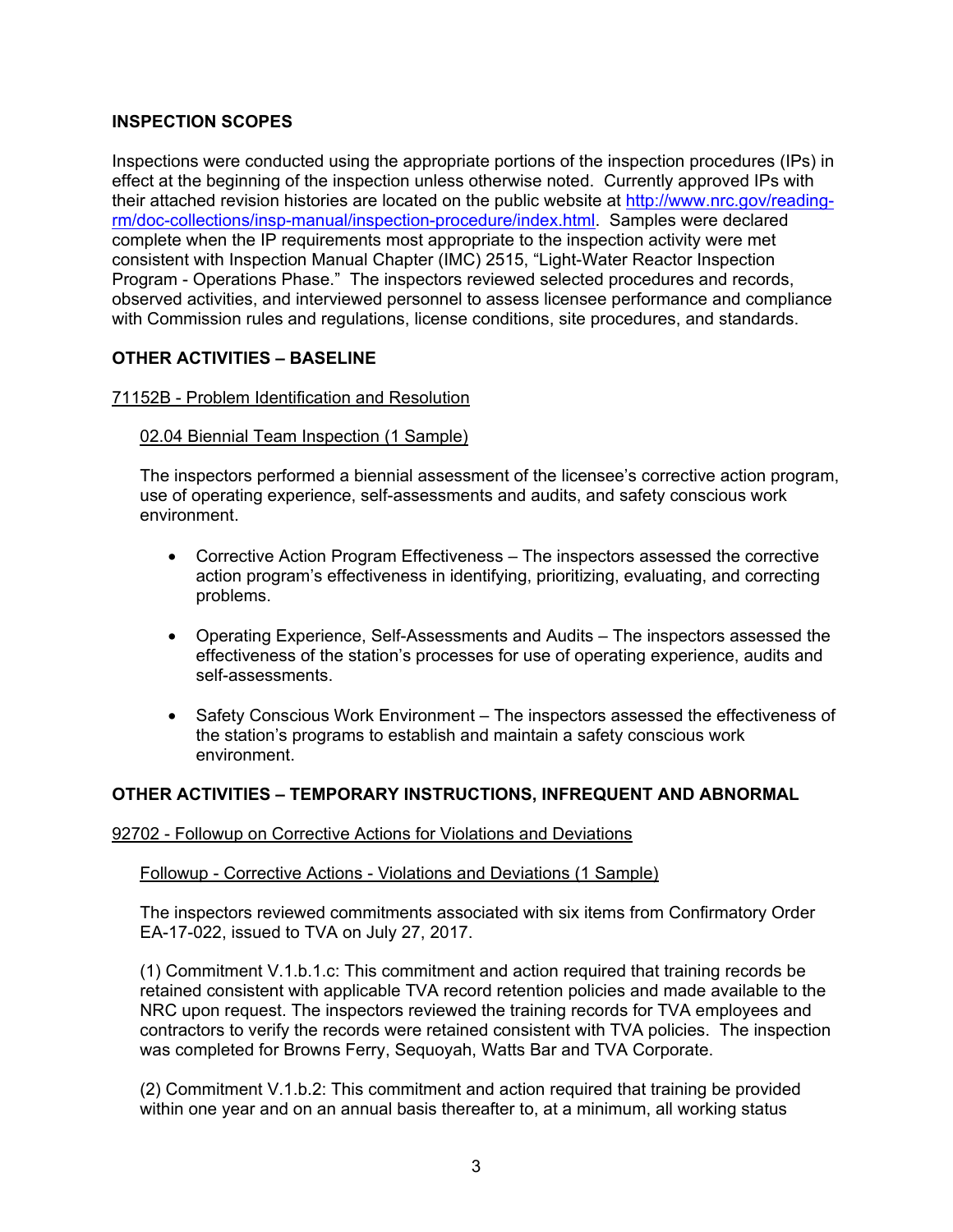## INSPECTION SCOPES

Inspections were conducted using the appropriate portions of the inspection procedures (IPs) in effect at the beginning of the inspection unless otherwise noted. Currently approved IPs with their attached revision histories are located on the public website at http://www.nrc.gov/reading-rm/doc-collections/insp-manual/inspection-procedure/index.html. Samples were declared complete when the IP requirements most appropriate to the inspection activity were met consistent with Inspection Manual Chapter (IMC) 2515, "Light-Water Reactor Inspection Program - Operations Phase." The inspectors reviewed selected procedures and records, observed activities, and interviewed personnel to assess licensee performance and compliance with Commission rules and regulations, license conditions, site procedures, and standards.

## OTHER ACTIVITIES – BASELINE

71152B - Problem Identification and Resolution

02.04 Biennial Team Inspection (1 Sample)

The inspectors performed a biennial assessment of the licensee's corrective action program, use of operating experience, self-assessments and audits, and safety conscious work environment.

- Corrective Action Program Effectiveness – The inspectors assessed the corrective action program's effectiveness in identifying, prioritizing, evaluating, and correcting problems.
- Operating Experience, Self-Assessments and Audits – The inspectors assessed the effectiveness of the station's processes for use of operating experience, audits and self-assessments.
- Safety Conscious Work Environment – The inspectors assessed the effectiveness of the station's programs to establish and maintain a safety conscious work environment.

## OTHER ACTIVITIES – TEMPORARY INSTRUCTIONS, INFREQUENT AND ABNORMAL

92702 - Followup on Corrective Actions for Violations and Deviations

Followup - Corrective Actions - Violations and Deviations (1 Sample)

The inspectors reviewed commitments associated with six items from Confirmatory Order EA-17-022, issued to TVA on July 27, 2017.

(1) Commitment V.1.b.1.c: This commitment and action required that training records be retained consistent with applicable TVA record retention policies and made available to the NRC upon request. The inspectors reviewed the training records for TVA employees and contractors to verify the records were retained consistent with TVA policies. The inspection was completed for Browns Ferry, Sequoyah, Watts Bar and TVA Corporate.

(2) Commitment V.1.b.2: This commitment and action required that training be provided within one year and on an annual basis thereafter to, at a minimum, all working status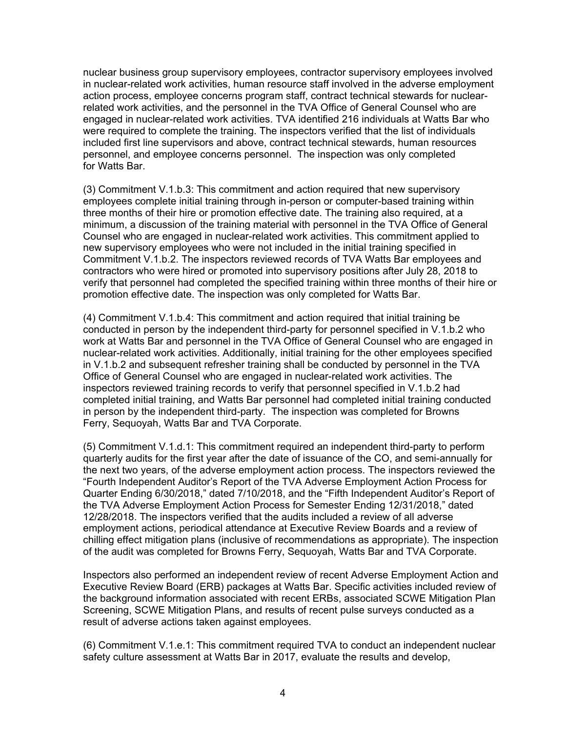nuclear business group supervisory employees, contractor supervisory employees involved in nuclear-related work activities, human resource staff involved in the adverse employment action process, employee concerns program staff, contract technical stewards for nuclear-related work activities, and the personnel in the TVA Office of General Counsel who are engaged in nuclear-related work activities. TVA identified 216 individuals at Watts Bar who were required to complete the training. The inspectors verified that the list of individuals included first line supervisors and above, contract technical stewards, human resources personnel, and employee concerns personnel. The inspection was only completed for Watts Bar.

(3) Commitment V.1.b.3: This commitment and action required that new supervisory employees complete initial training through in-person or computer-based training within three months of their hire or promotion effective date. The training also required, at a minimum, a discussion of the training material with personnel in the TVA Office of General Counsel who are engaged in nuclear-related work activities. This commitment applied to new supervisory employees who were not included in the initial training specified in Commitment V.1.b.2. The inspectors reviewed records of TVA Watts Bar employees and contractors who were hired or promoted into supervisory positions after July 28, 2018 to verify that personnel had completed the specified training within three months of their hire or promotion effective date. The inspection was only completed for Watts Bar.

(4) Commitment V.1.b.4: This commitment and action required that initial training be conducted in person by the independent third-party for personnel specified in V.1.b.2 who work at Watts Bar and personnel in the TVA Office of General Counsel who are engaged in nuclear-related work activities. Additionally, initial training for the other employees specified in V.1.b.2 and subsequent refresher training shall be conducted by personnel in the TVA Office of General Counsel who are engaged in nuclear-related work activities. The inspectors reviewed training records to verify that personnel specified in V.1.b.2 had completed initial training, and Watts Bar personnel had completed initial training conducted in person by the independent third-party. The inspection was completed for Browns Ferry, Sequoyah, Watts Bar and TVA Corporate.

(5) Commitment V.1.d.1: This commitment required an independent third-party to perform quarterly audits for the first year after the date of issuance of the CO, and semi-annually for the next two years, of the adverse employment action process. The inspectors reviewed the "Fourth Independent Auditor's Report of the TVA Adverse Employment Action Process for Quarter Ending 6/30/2018," dated 7/10/2018, and the "Fifth Independent Auditor's Report of the TVA Adverse Employment Action Process for Semester Ending 12/31/2018," dated 12/28/2018. The inspectors verified that the audits included a review of all adverse employment actions, periodical attendance at Executive Review Boards and a review of chilling effect mitigation plans (inclusive of recommendations as appropriate). The inspection of the audit was completed for Browns Ferry, Sequoyah, Watts Bar and TVA Corporate.

Inspectors also performed an independent review of recent Adverse Employment Action and Executive Review Board (ERB) packages at Watts Bar. Specific activities included review of the background information associated with recent ERBs, associated SCWE Mitigation Plan Screening, SCWE Mitigation Plans, and results of recent pulse surveys conducted as a result of adverse actions taken against employees.

(6) Commitment V.1.e.1: This commitment required TVA to conduct an independent nuclear safety culture assessment at Watts Bar in 2017, evaluate the results and develop,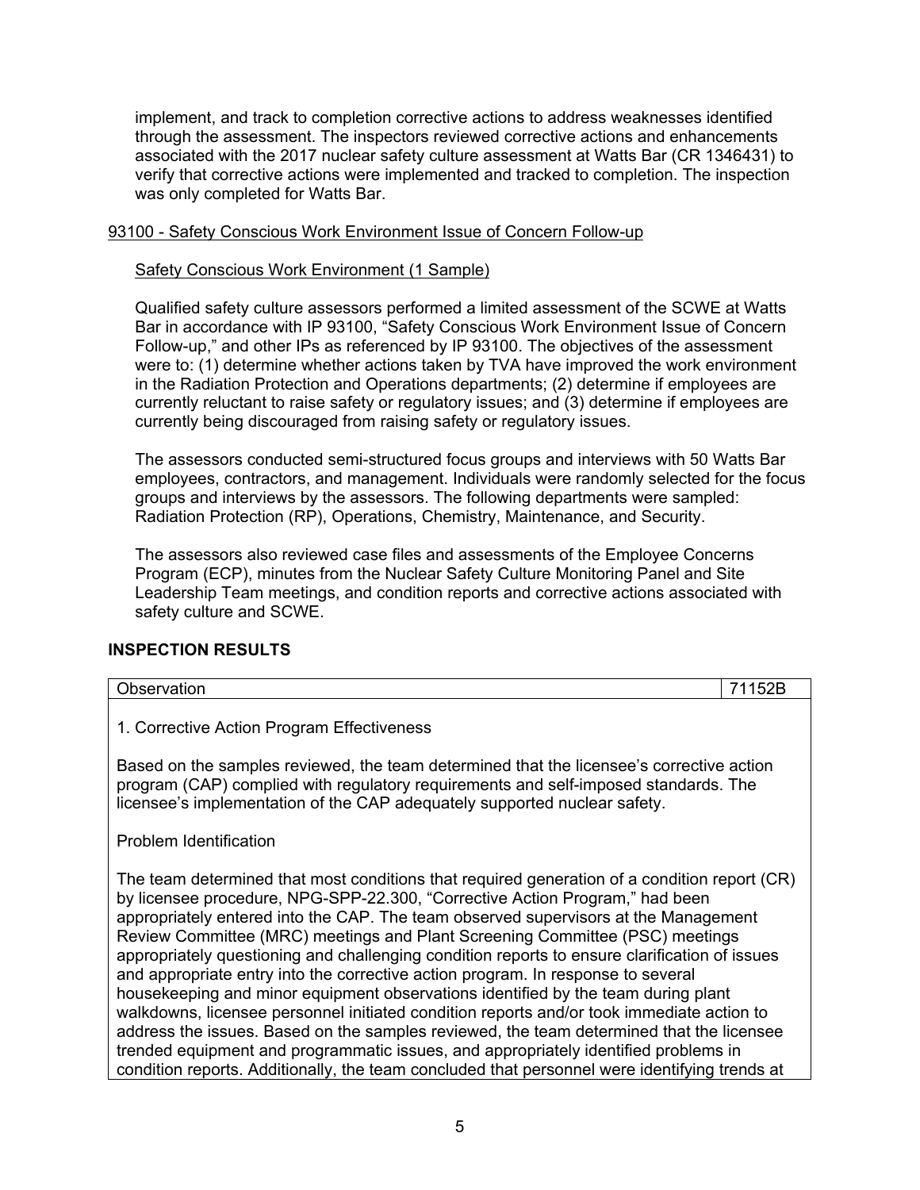implement, and track to completion corrective actions to address weaknesses identified through the assessment. The inspectors reviewed corrective actions and enhancements associated with the 2017 nuclear safety culture assessment at Watts Bar (CR 1346431) to verify that corrective actions were implemented and tracked to completion. The inspection was only completed for Watts Bar.

93100 - Safety Conscious Work Environment Issue of Concern Follow-up

Safety Conscious Work Environment (1 Sample)

Qualified safety culture assessors performed a limited assessment of the SCWE at Watts Bar in accordance with IP 93100, "Safety Conscious Work Environment Issue of Concern Follow-up," and other IPs as referenced by IP 93100. The objectives of the assessment were to: (1) determine whether actions taken by TVA have improved the work environment in the Radiation Protection and Operations departments; (2) determine if employees are currently reluctant to raise safety or regulatory issues; and (3) determine if employees are currently being discouraged from raising safety or regulatory issues.

The assessors conducted semi-structured focus groups and interviews with 50 Watts Bar employees, contractors, and management. Individuals were randomly selected for the focus groups and interviews by the assessors. The following departments were sampled: Radiation Protection (RP), Operations, Chemistry, Maintenance, and Security.

The assessors also reviewed case files and assessments of the Employee Concerns Program (ECP), minutes from the Nuclear Safety Culture Monitoring Panel and Site Leadership Team meetings, and condition reports and corrective actions associated with safety culture and SCWE.

## INSPECTION RESULTS

| Observation | 71152B |
|---|---|

1. Corrective Action Program Effectiveness

Based on the samples reviewed, the team determined that the licensee's corrective action program (CAP) complied with regulatory requirements and self-imposed standards. The licensee's implementation of the CAP adequately supported nuclear safety.

Problem Identification

The team determined that most conditions that required generation of a condition report (CR) by licensee procedure, NPG-SPP-22.300, "Corrective Action Program," had been appropriately entered into the CAP. The team observed supervisors at the Management Review Committee (MRC) meetings and Plant Screening Committee (PSC) meetings appropriately questioning and challenging condition reports to ensure clarification of issues and appropriate entry into the corrective action program. In response to several housekeeping and minor equipment observations identified by the team during plant walkdowns, licensee personnel initiated condition reports and/or took immediate action to address the issues. Based on the samples reviewed, the team determined that the licensee trended equipment and programmatic issues, and appropriately identified problems in condition reports. Additionally, the team concluded that personnel were identifying trends at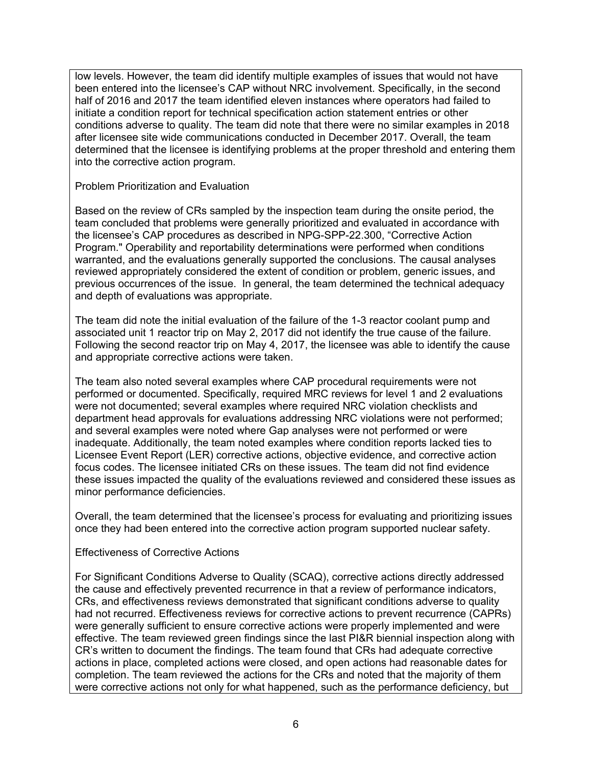low levels. However, the team did identify multiple examples of issues that would not have been entered into the licensee's CAP without NRC involvement. Specifically, in the second half of 2016 and 2017 the team identified eleven instances where operators had failed to initiate a condition report for technical specification action statement entries or other conditions adverse to quality. The team did note that there were no similar examples in 2018 after licensee site wide communications conducted in December 2017. Overall, the team determined that the licensee is identifying problems at the proper threshold and entering them into the corrective action program.

Problem Prioritization and Evaluation

Based on the review of CRs sampled by the inspection team during the onsite period, the team concluded that problems were generally prioritized and evaluated in accordance with the licensee's CAP procedures as described in NPG-SPP-22.300, "Corrective Action Program." Operability and reportability determinations were performed when conditions warranted, and the evaluations generally supported the conclusions. The causal analyses reviewed appropriately considered the extent of condition or problem, generic issues, and previous occurrences of the issue. In general, the team determined the technical adequacy and depth of evaluations was appropriate.

The team did note the initial evaluation of the failure of the 1-3 reactor coolant pump and associated unit 1 reactor trip on May 2, 2017 did not identify the true cause of the failure. Following the second reactor trip on May 4, 2017, the licensee was able to identify the cause and appropriate corrective actions were taken.

The team also noted several examples where CAP procedural requirements were not performed or documented. Specifically, required MRC reviews for level 1 and 2 evaluations were not documented; several examples where required NRC violation checklists and department head approvals for evaluations addressing NRC violations were not performed; and several examples were noted where Gap analyses were not performed or were inadequate. Additionally, the team noted examples where condition reports lacked ties to Licensee Event Report (LER) corrective actions, objective evidence, and corrective action focus codes. The licensee initiated CRs on these issues. The team did not find evidence these issues impacted the quality of the evaluations reviewed and considered these issues as minor performance deficiencies.

Overall, the team determined that the licensee's process for evaluating and prioritizing issues once they had been entered into the corrective action program supported nuclear safety.

Effectiveness of Corrective Actions

For Significant Conditions Adverse to Quality (SCAQ), corrective actions directly addressed the cause and effectively prevented recurrence in that a review of performance indicators, CRs, and effectiveness reviews demonstrated that significant conditions adverse to quality had not recurred. Effectiveness reviews for corrective actions to prevent recurrence (CAPRs) were generally sufficient to ensure corrective actions were properly implemented and were effective. The team reviewed green findings since the last PI&R biennial inspection along with CR's written to document the findings. The team found that CRs had adequate corrective actions in place, completed actions were closed, and open actions had reasonable dates for completion. The team reviewed the actions for the CRs and noted that the majority of them were corrective actions not only for what happened, such as the performance deficiency, but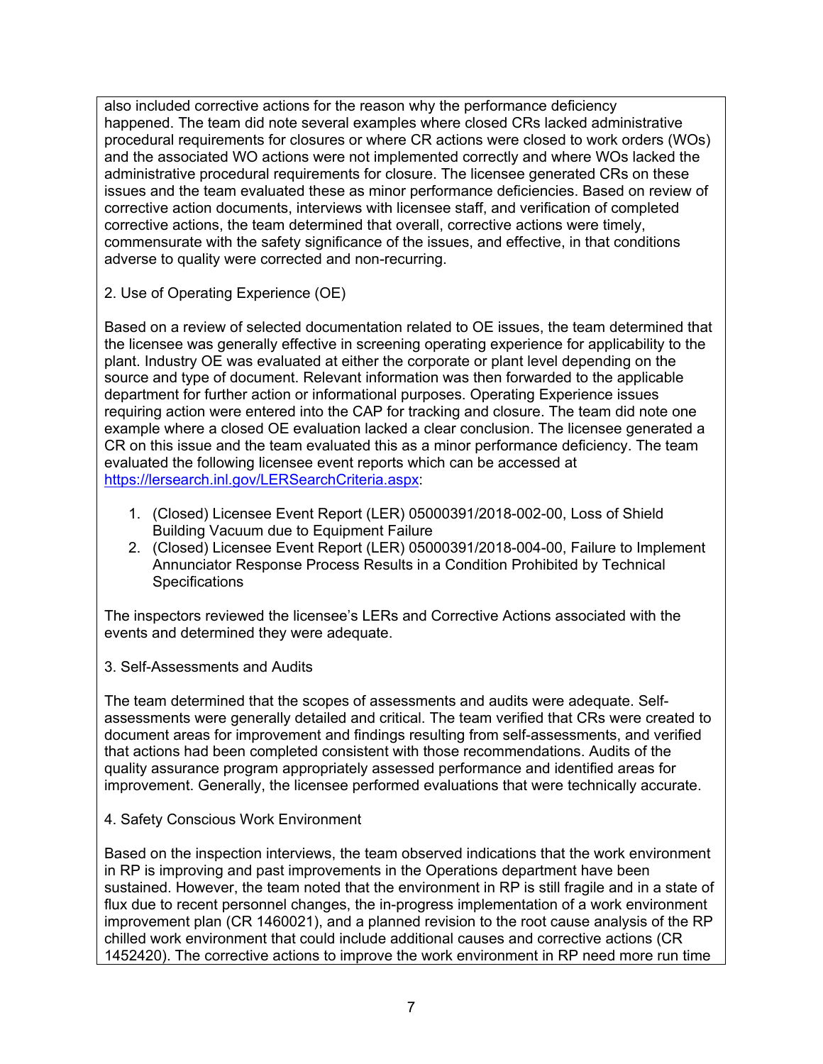also included corrective actions for the reason why the performance deficiency happened. The team did note several examples where closed CRs lacked administrative procedural requirements for closures or where CR actions were closed to work orders (WOs) and the associated WO actions were not implemented correctly and where WOs lacked the administrative procedural requirements for closure. The licensee generated CRs on these issues and the team evaluated these as minor performance deficiencies. Based on review of corrective action documents, interviews with licensee staff, and verification of completed corrective actions, the team determined that overall, corrective actions were timely, commensurate with the safety significance of the issues, and effective, in that conditions adverse to quality were corrected and non-recurring.

2. Use of Operating Experience (OE)

Based on a review of selected documentation related to OE issues, the team determined that the licensee was generally effective in screening operating experience for applicability to the plant. Industry OE was evaluated at either the corporate or plant level depending on the source and type of document. Relevant information was then forwarded to the applicable department for further action or informational purposes. Operating Experience issues requiring action were entered into the CAP for tracking and closure. The team did note one example where a closed OE evaluation lacked a clear conclusion. The licensee generated a CR on this issue and the team evaluated this as a minor performance deficiency. The team evaluated the following licensee event reports which can be accessed at https://lersearch.inl.gov/LERSearchCriteria.aspx:

1. (Closed) Licensee Event Report (LER) 05000391/2018-002-00, Loss of Shield Building Vacuum due to Equipment Failure
2. (Closed) Licensee Event Report (LER) 05000391/2018-004-00, Failure to Implement Annunciator Response Process Results in a Condition Prohibited by Technical Specifications

The inspectors reviewed the licensee's LERs and Corrective Actions associated with the events and determined they were adequate.

3. Self-Assessments and Audits

The team determined that the scopes of assessments and audits were adequate. Self-assessments were generally detailed and critical. The team verified that CRs were created to document areas for improvement and findings resulting from self-assessments, and verified that actions had been completed consistent with those recommendations. Audits of the quality assurance program appropriately assessed performance and identified areas for improvement. Generally, the licensee performed evaluations that were technically accurate.

4. Safety Conscious Work Environment

Based on the inspection interviews, the team observed indications that the work environment in RP is improving and past improvements in the Operations department have been sustained. However, the team noted that the environment in RP is still fragile and in a state of flux due to recent personnel changes, the in-progress implementation of a work environment improvement plan (CR 1460021), and a planned revision to the root cause analysis of the RP chilled work environment that could include additional causes and corrective actions (CR 1452420). The corrective actions to improve the work environment in RP need more run time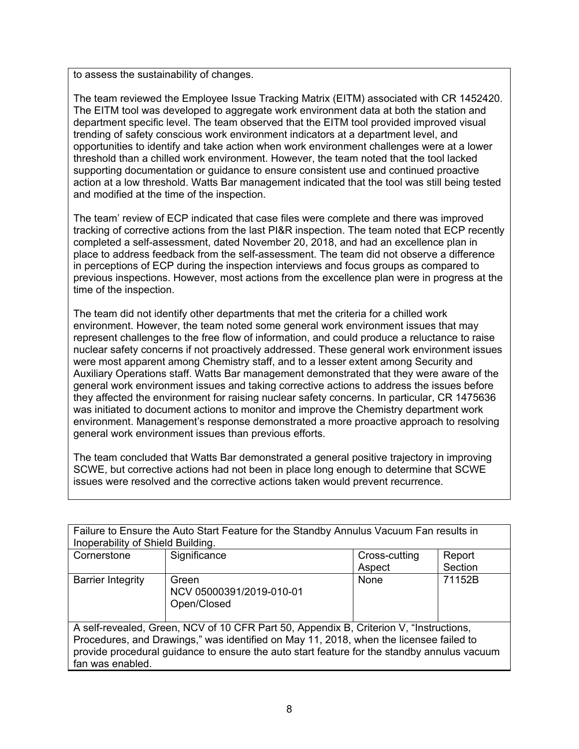to assess the sustainability of changes.

The team reviewed the Employee Issue Tracking Matrix (EITM) associated with CR 1452420. The EITM tool was developed to aggregate work environment data at both the station and department specific level. The team observed that the EITM tool provided improved visual trending of safety conscious work environment indicators at a department level, and opportunities to identify and take action when work environment challenges were at a lower threshold than a chilled work environment. However, the team noted that the tool lacked supporting documentation or guidance to ensure consistent use and continued proactive action at a low threshold. Watts Bar management indicated that the tool was still being tested and modified at the time of the inspection.

The team' review of ECP indicated that case files were complete and there was improved tracking of corrective actions from the last PI&R inspection. The team noted that ECP recently completed a self-assessment, dated November 20, 2018, and had an excellence plan in place to address feedback from the self-assessment. The team did not observe a difference in perceptions of ECP during the inspection interviews and focus groups as compared to previous inspections. However, most actions from the excellence plan were in progress at the time of the inspection.

The team did not identify other departments that met the criteria for a chilled work environment. However, the team noted some general work environment issues that may represent challenges to the free flow of information, and could produce a reluctance to raise nuclear safety concerns if not proactively addressed. These general work environment issues were most apparent among Chemistry staff, and to a lesser extent among Security and Auxiliary Operations staff. Watts Bar management demonstrated that they were aware of the general work environment issues and taking corrective actions to address the issues before they affected the environment for raising nuclear safety concerns. In particular, CR 1475636 was initiated to document actions to monitor and improve the Chemistry department work environment. Management's response demonstrated a more proactive approach to resolving general work environment issues than previous efforts.

The team concluded that Watts Bar demonstrated a general positive trajectory in improving SCWE, but corrective actions had not been in place long enough to determine that SCWE issues were resolved and the corrective actions taken would prevent recurrence.

| Failure to Ensure the Auto Start Feature for the Standby Annulus Vacuum Fan results in Inoperability of Shield Building. | | | |
|---|---|---|---|
| Cornerstone | Significance | Cross-cutting Aspect | Report Section |
| Barrier Integrity | Green<br>NCV 05000391/2019-010-01<br>Open/Closed | None | 71152B |
| A self-revealed, Green, NCV of 10 CFR Part 50, Appendix B, Criterion V, "Instructions, Procedures, and Drawings," was identified on May 11, 2018, when the licensee failed to provide procedural guidance to ensure the auto start feature for the standby annulus vacuum fan was enabled. | | | |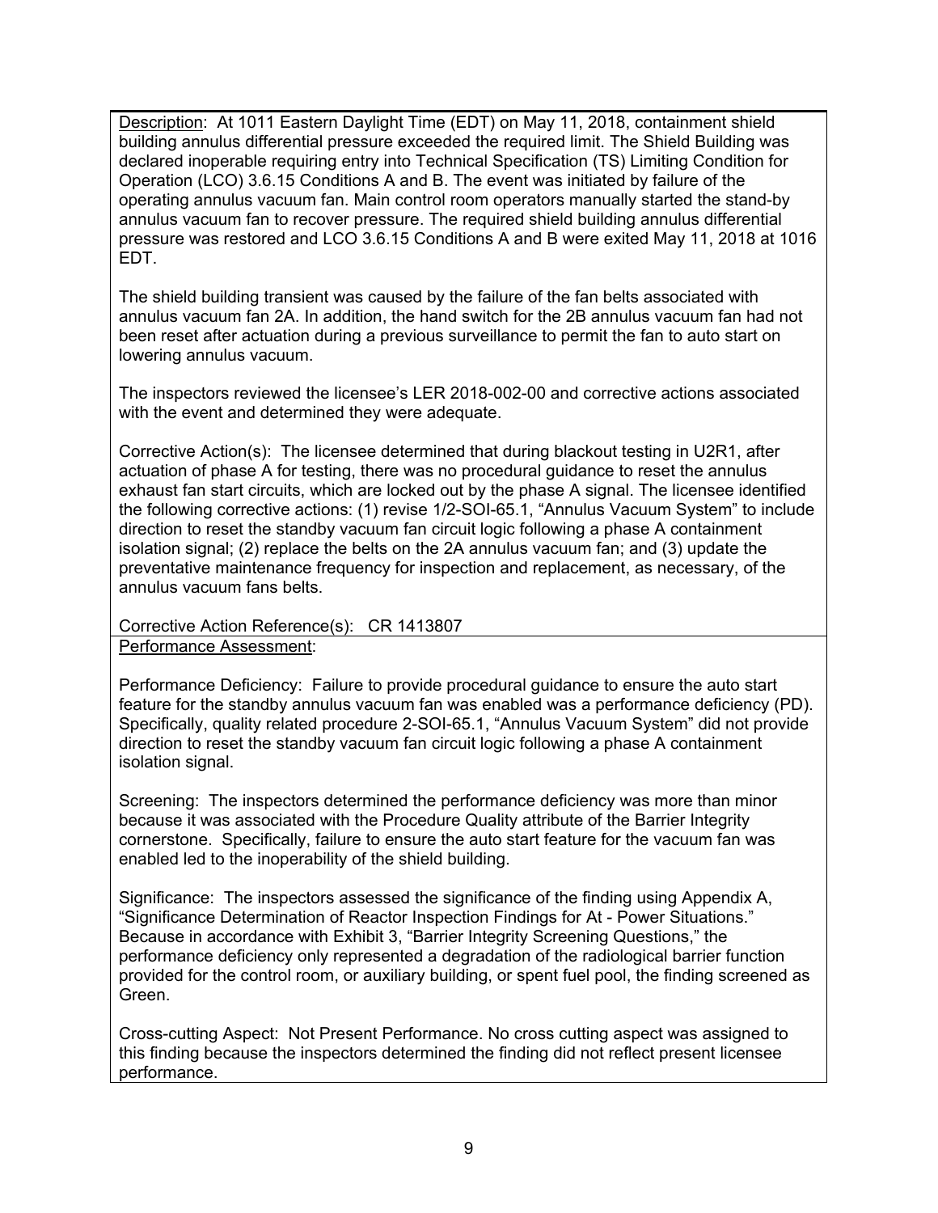Description: At 1011 Eastern Daylight Time (EDT) on May 11, 2018, containment shield building annulus differential pressure exceeded the required limit. The Shield Building was declared inoperable requiring entry into Technical Specification (TS) Limiting Condition for Operation (LCO) 3.6.15 Conditions A and B. The event was initiated by failure of the operating annulus vacuum fan. Main control room operators manually started the stand-by annulus vacuum fan to recover pressure. The required shield building annulus differential pressure was restored and LCO 3.6.15 Conditions A and B were exited May 11, 2018 at 1016 EDT.

The shield building transient was caused by the failure of the fan belts associated with annulus vacuum fan 2A. In addition, the hand switch for the 2B annulus vacuum fan had not been reset after actuation during a previous surveillance to permit the fan to auto start on lowering annulus vacuum.

The inspectors reviewed the licensee's LER 2018-002-00 and corrective actions associated with the event and determined they were adequate.

Corrective Action(s): The licensee determined that during blackout testing in U2R1, after actuation of phase A for testing, there was no procedural guidance to reset the annulus exhaust fan start circuits, which are locked out by the phase A signal. The licensee identified the following corrective actions: (1) revise 1/2-SOI-65.1, "Annulus Vacuum System" to include direction to reset the standby vacuum fan circuit logic following a phase A containment isolation signal; (2) replace the belts on the 2A annulus vacuum fan; and (3) update the preventative maintenance frequency for inspection and replacement, as necessary, of the annulus vacuum fans belts.

Corrective Action Reference(s): CR 1413807

Performance Assessment:

Performance Deficiency: Failure to provide procedural guidance to ensure the auto start feature for the standby annulus vacuum fan was enabled was a performance deficiency (PD). Specifically, quality related procedure 2-SOI-65.1, "Annulus Vacuum System" did not provide direction to reset the standby vacuum fan circuit logic following a phase A containment isolation signal.

Screening: The inspectors determined the performance deficiency was more than minor because it was associated with the Procedure Quality attribute of the Barrier Integrity cornerstone. Specifically, failure to ensure the auto start feature for the vacuum fan was enabled led to the inoperability of the shield building.

Significance: The inspectors assessed the significance of the finding using Appendix A, "Significance Determination of Reactor Inspection Findings for At - Power Situations." Because in accordance with Exhibit 3, "Barrier Integrity Screening Questions," the performance deficiency only represented a degradation of the radiological barrier function provided for the control room, or auxiliary building, or spent fuel pool, the finding screened as Green.

Cross-cutting Aspect: Not Present Performance. No cross cutting aspect was assigned to this finding because the inspectors determined the finding did not reflect present licensee performance.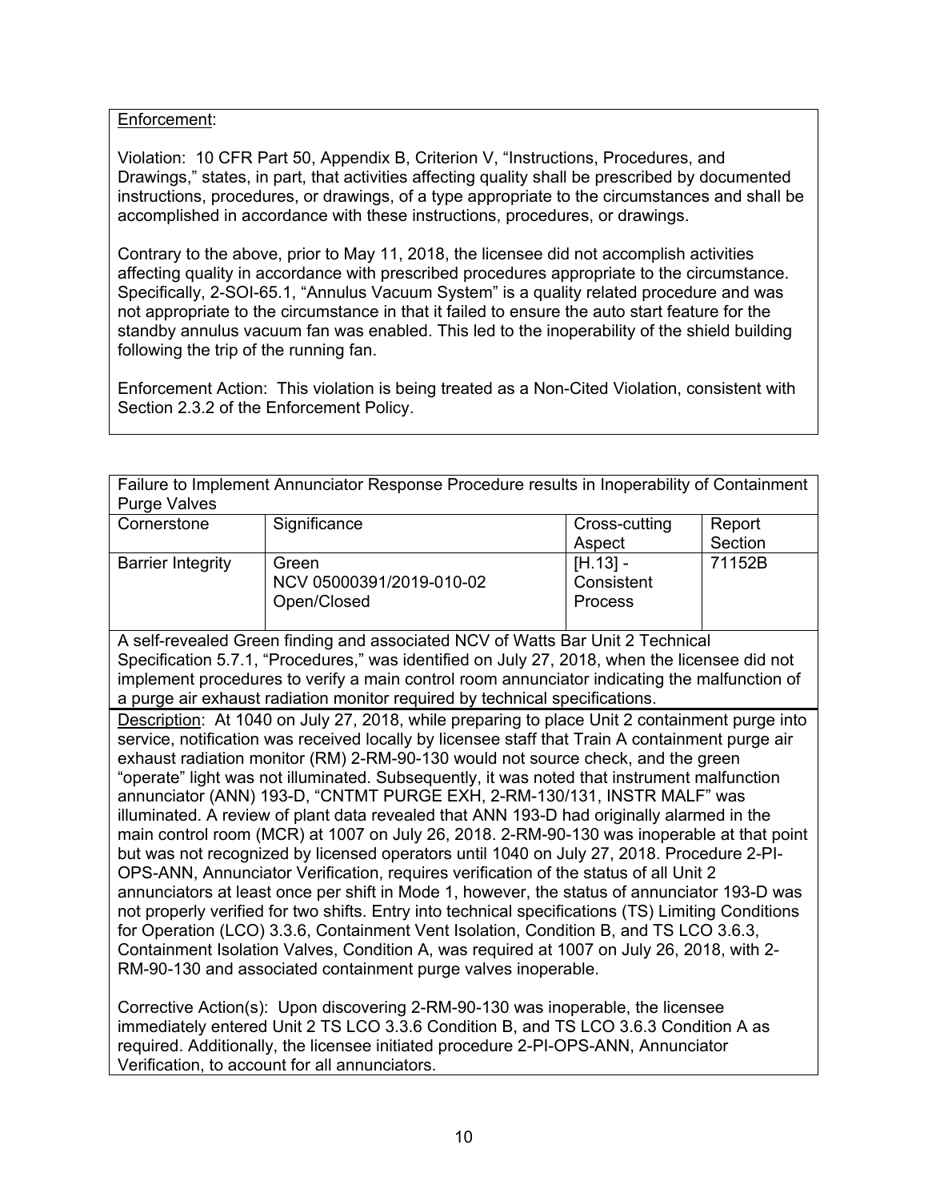Enforcement:

Violation: 10 CFR Part 50, Appendix B, Criterion V, "Instructions, Procedures, and Drawings," states, in part, that activities affecting quality shall be prescribed by documented instructions, procedures, or drawings, of a type appropriate to the circumstances and shall be accomplished in accordance with these instructions, procedures, or drawings.

Contrary to the above, prior to May 11, 2018, the licensee did not accomplish activities affecting quality in accordance with prescribed procedures appropriate to the circumstance. Specifically, 2-SOI-65.1, "Annulus Vacuum System" is a quality related procedure and was not appropriate to the circumstance in that it failed to ensure the auto start feature for the standby annulus vacuum fan was enabled. This led to the inoperability of the shield building following the trip of the running fan.

Enforcement Action: This violation is being treated as a Non-Cited Violation, consistent with Section 2.3.2 of the Enforcement Policy.

Failure to Implement Annunciator Response Procedure results in Inoperability of Containment Purge Valves

| Cornerstone | Significance | Cross-cutting Aspect | Report Section |
|---|---|---|---|
| Barrier Integrity | Green<br>NCV 05000391/2019-010-02<br>Open/Closed | [H.13] - Consistent Process | 71152B |

A self-revealed Green finding and associated NCV of Watts Bar Unit 2 Technical Specification 5.7.1, "Procedures," was identified on July 27, 2018, when the licensee did not implement procedures to verify a main control room annunciator indicating the malfunction of a purge air exhaust radiation monitor required by technical specifications.

Description: At 1040 on July 27, 2018, while preparing to place Unit 2 containment purge into service, notification was received locally by licensee staff that Train A containment purge air exhaust radiation monitor (RM) 2-RM-90-130 would not source check, and the green "operate" light was not illuminated. Subsequently, it was noted that instrument malfunction annunciator (ANN) 193-D, "CNTMT PURGE EXH, 2-RM-130/131, INSTR MALF" was illuminated. A review of plant data revealed that ANN 193-D had originally alarmed in the main control room (MCR) at 1007 on July 26, 2018. 2-RM-90-130 was inoperable at that point but was not recognized by licensed operators until 1040 on July 27, 2018. Procedure 2-PI-OPS-ANN, Annunciator Verification, requires verification of the status of all Unit 2 annunciators at least once per shift in Mode 1, however, the status of annunciator 193-D was not properly verified for two shifts. Entry into technical specifications (TS) Limiting Conditions for Operation (LCO) 3.3.6, Containment Vent Isolation, Condition B, and TS LCO 3.6.3, Containment Isolation Valves, Condition A, was required at 1007 on July 26, 2018, with 2-RM-90-130 and associated containment purge valves inoperable.

Corrective Action(s): Upon discovering 2-RM-90-130 was inoperable, the licensee immediately entered Unit 2 TS LCO 3.3.6 Condition B, and TS LCO 3.6.3 Condition A as required. Additionally, the licensee initiated procedure 2-PI-OPS-ANN, Annunciator Verification, to account for all annunciators.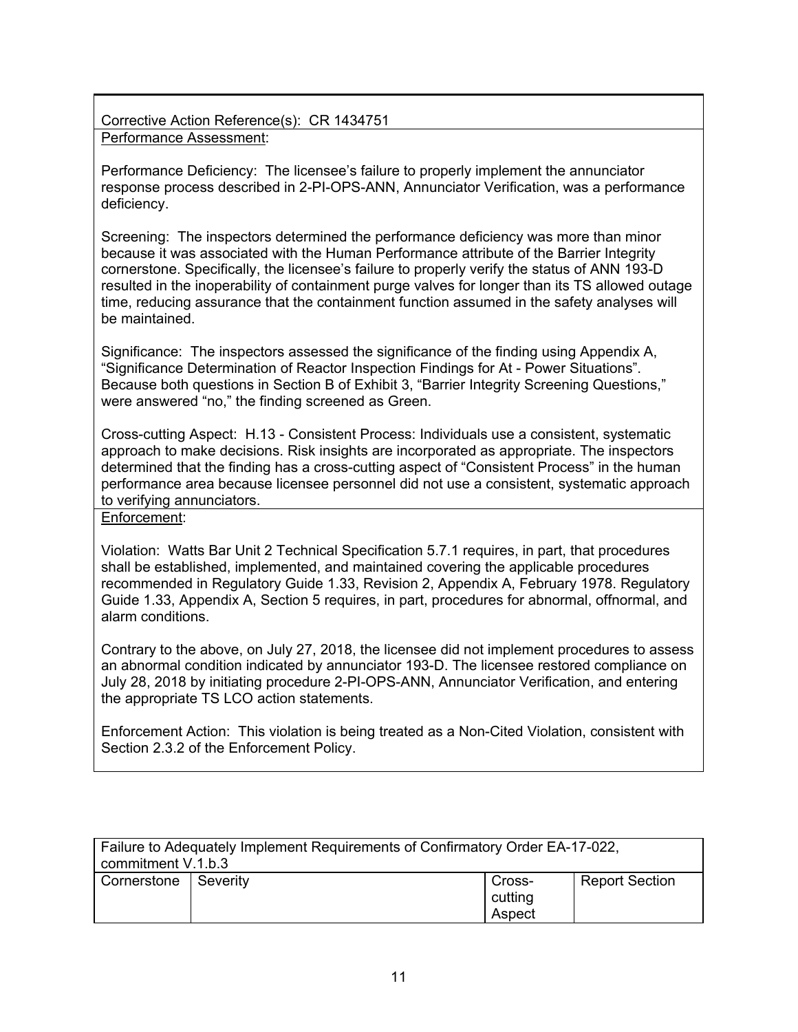Corrective Action Reference(s): CR 1434751

Performance Assessment:

Performance Deficiency: The licensee's failure to properly implement the annunciator response process described in 2-PI-OPS-ANN, Annunciator Verification, was a performance deficiency.

Screening: The inspectors determined the performance deficiency was more than minor because it was associated with the Human Performance attribute of the Barrier Integrity cornerstone. Specifically, the licensee's failure to properly verify the status of ANN 193-D resulted in the inoperability of containment purge valves for longer than its TS allowed outage time, reducing assurance that the containment function assumed in the safety analyses will be maintained.

Significance: The inspectors assessed the significance of the finding using Appendix A, "Significance Determination of Reactor Inspection Findings for At - Power Situations". Because both questions in Section B of Exhibit 3, "Barrier Integrity Screening Questions," were answered "no," the finding screened as Green.

Cross-cutting Aspect: H.13 - Consistent Process: Individuals use a consistent, systematic approach to make decisions. Risk insights are incorporated as appropriate. The inspectors determined that the finding has a cross-cutting aspect of "Consistent Process" in the human performance area because licensee personnel did not use a consistent, systematic approach to verifying annunciators.

Enforcement:

Violation: Watts Bar Unit 2 Technical Specification 5.7.1 requires, in part, that procedures shall be established, implemented, and maintained covering the applicable procedures recommended in Regulatory Guide 1.33, Revision 2, Appendix A, February 1978. Regulatory Guide 1.33, Appendix A, Section 5 requires, in part, procedures for abnormal, offnormal, and alarm conditions.

Contrary to the above, on July 27, 2018, the licensee did not implement procedures to assess an abnormal condition indicated by annunciator 193-D. The licensee restored compliance on July 28, 2018 by initiating procedure 2-PI-OPS-ANN, Annunciator Verification, and entering the appropriate TS LCO action statements.

Enforcement Action: This violation is being treated as a Non-Cited Violation, consistent with Section 2.3.2 of the Enforcement Policy.

| Failure to Adequately Implement Requirements of Confirmatory Order EA-17-022, commitment V.1.b.3 | | | |
|---|---|---|---|
| Cornerstone | Severity | Cross-cutting Aspect | Report Section |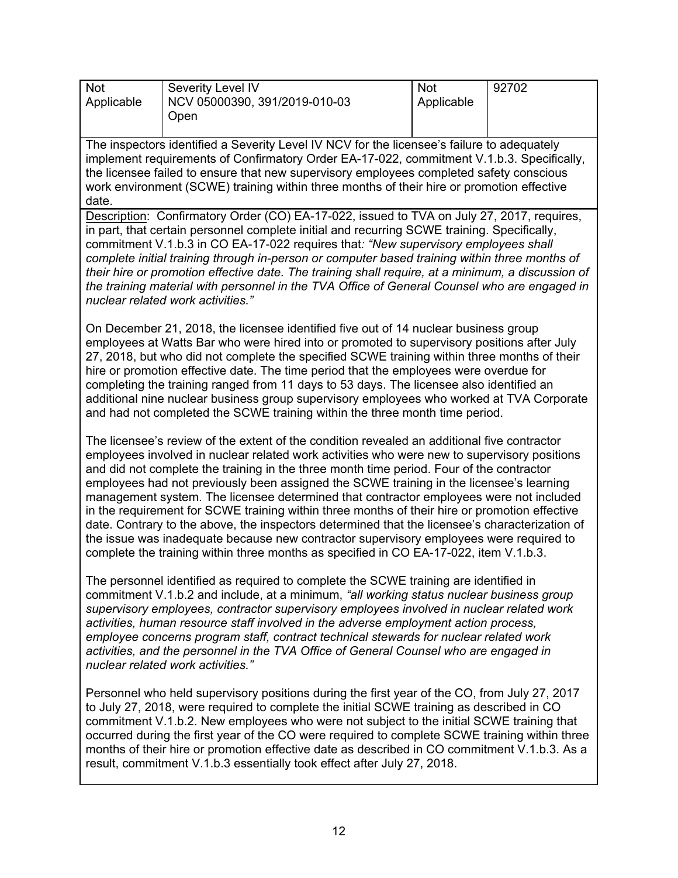| Not Applicable | Severity Level IV<br>NCV 05000390, 391/2019-010-03<br>Open | Not Applicable | 92702 |
|---|---|---|---|

The inspectors identified a Severity Level IV NCV for the licensee's failure to adequately implement requirements of Confirmatory Order EA-17-022, commitment V.1.b.3. Specifically, the licensee failed to ensure that new supervisory employees completed safety conscious work environment (SCWE) training within three months of their hire or promotion effective date.

Description: Confirmatory Order (CO) EA-17-022, issued to TVA on July 27, 2017, requires, in part, that certain personnel complete initial and recurring SCWE training. Specifically, commitment V.1.b.3 in CO EA-17-022 requires that*: "New supervisory employees shall complete initial training through in-person or computer based training within three months of their hire or promotion effective date. The training shall require, at a minimum, a discussion of the training material with personnel in the TVA Office of General Counsel who are engaged in nuclear related work activities."*

On December 21, 2018, the licensee identified five out of 14 nuclear business group employees at Watts Bar who were hired into or promoted to supervisory positions after July 27, 2018, but who did not complete the specified SCWE training within three months of their hire or promotion effective date. The time period that the employees were overdue for completing the training ranged from 11 days to 53 days. The licensee also identified an additional nine nuclear business group supervisory employees who worked at TVA Corporate and had not completed the SCWE training within the three month time period.

The licensee's review of the extent of the condition revealed an additional five contractor employees involved in nuclear related work activities who were new to supervisory positions and did not complete the training in the three month time period. Four of the contractor employees had not previously been assigned the SCWE training in the licensee's learning management system. The licensee determined that contractor employees were not included in the requirement for SCWE training within three months of their hire or promotion effective date. Contrary to the above, the inspectors determined that the licensee's characterization of the issue was inadequate because new contractor supervisory employees were required to complete the training within three months as specified in CO EA-17-022, item V.1.b.3.

The personnel identified as required to complete the SCWE training are identified in commitment V.1.b.2 and include, at a minimum, *"all working status nuclear business group supervisory employees, contractor supervisory employees involved in nuclear related work activities, human resource staff involved in the adverse employment action process, employee concerns program staff, contract technical stewards for nuclear related work activities, and the personnel in the TVA Office of General Counsel who are engaged in nuclear related work activities."*

Personnel who held supervisory positions during the first year of the CO, from July 27, 2017 to July 27, 2018, were required to complete the initial SCWE training as described in CO commitment V.1.b.2. New employees who were not subject to the initial SCWE training that occurred during the first year of the CO were required to complete SCWE training within three months of their hire or promotion effective date as described in CO commitment V.1.b.3. As a result, commitment V.1.b.3 essentially took effect after July 27, 2018.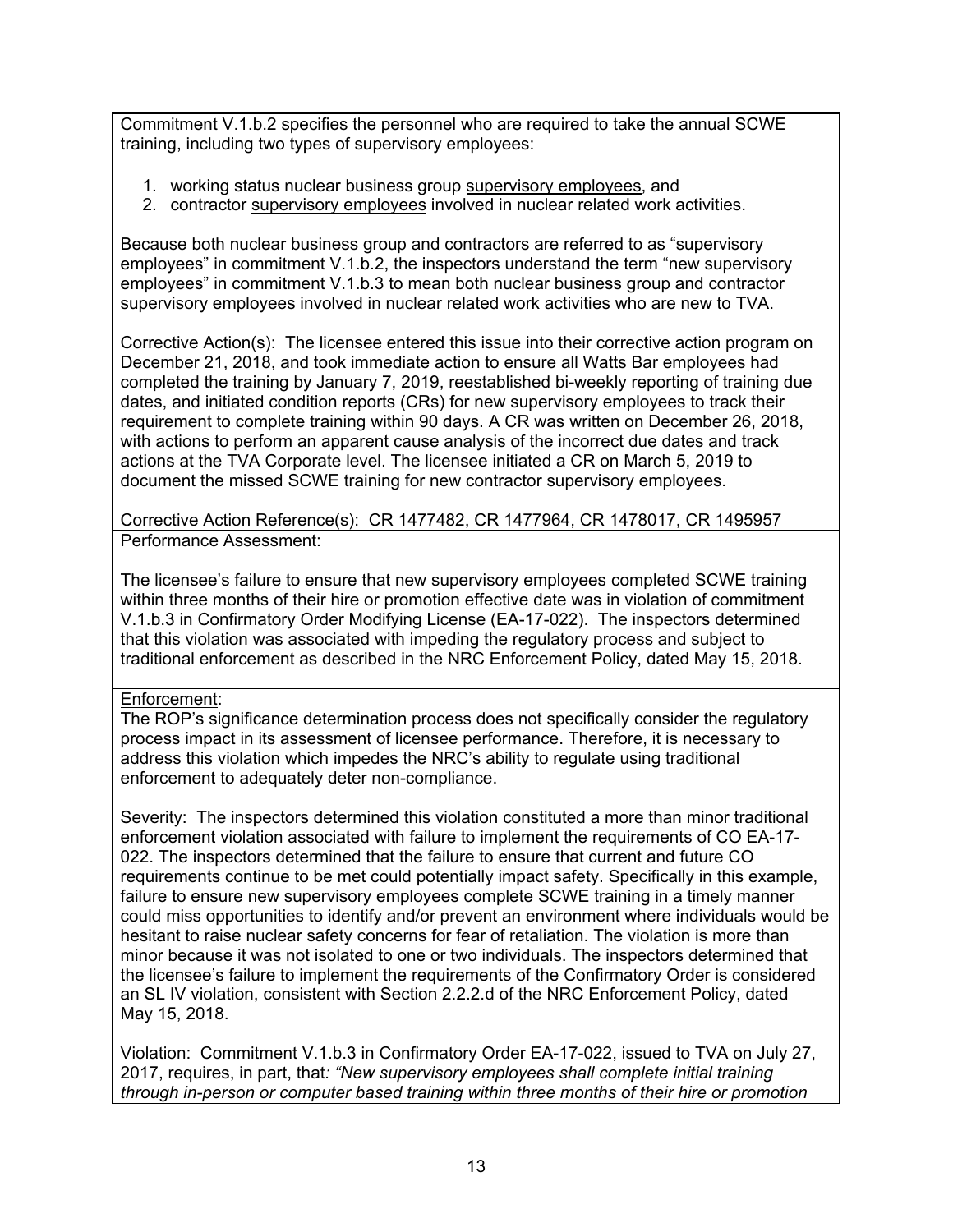Commitment V.1.b.2 specifies the personnel who are required to take the annual SCWE training, including two types of supervisory employees:

1. working status nuclear business group supervisory employees, and
2. contractor supervisory employees involved in nuclear related work activities.

Because both nuclear business group and contractors are referred to as "supervisory employees" in commitment V.1.b.2, the inspectors understand the term "new supervisory employees" in commitment V.1.b.3 to mean both nuclear business group and contractor supervisory employees involved in nuclear related work activities who are new to TVA.

Corrective Action(s): The licensee entered this issue into their corrective action program on December 21, 2018, and took immediate action to ensure all Watts Bar employees had completed the training by January 7, 2019, reestablished bi-weekly reporting of training due dates, and initiated condition reports (CRs) for new supervisory employees to track their requirement to complete training within 90 days. A CR was written on December 26, 2018, with actions to perform an apparent cause analysis of the incorrect due dates and track actions at the TVA Corporate level. The licensee initiated a CR on March 5, 2019 to document the missed SCWE training for new contractor supervisory employees.

Corrective Action Reference(s): CR 1477482, CR 1477964, CR 1478017, CR 1495957

Performance Assessment:

The licensee's failure to ensure that new supervisory employees completed SCWE training within three months of their hire or promotion effective date was in violation of commitment V.1.b.3 in Confirmatory Order Modifying License (EA-17-022). The inspectors determined that this violation was associated with impeding the regulatory process and subject to traditional enforcement as described in the NRC Enforcement Policy, dated May 15, 2018.

Enforcement:
The ROP's significance determination process does not specifically consider the regulatory process impact in its assessment of licensee performance. Therefore, it is necessary to address this violation which impedes the NRC's ability to regulate using traditional enforcement to adequately deter non-compliance.

Severity: The inspectors determined this violation constituted a more than minor traditional enforcement violation associated with failure to implement the requirements of CO EA-17-022. The inspectors determined that the failure to ensure that current and future CO requirements continue to be met could potentially impact safety. Specifically in this example, failure to ensure new supervisory employees complete SCWE training in a timely manner could miss opportunities to identify and/or prevent an environment where individuals would be hesitant to raise nuclear safety concerns for fear of retaliation. The violation is more than minor because it was not isolated to one or two individuals. The inspectors determined that the licensee's failure to implement the requirements of the Confirmatory Order is considered an SL IV violation, consistent with Section 2.2.2.d of the NRC Enforcement Policy, dated May 15, 2018.

Violation: Commitment V.1.b.3 in Confirmatory Order EA-17-022, issued to TVA on July 27, 2017, requires, in part, that*: "New supervisory employees shall complete initial training through in-person or computer based training within three months of their hire or promotion*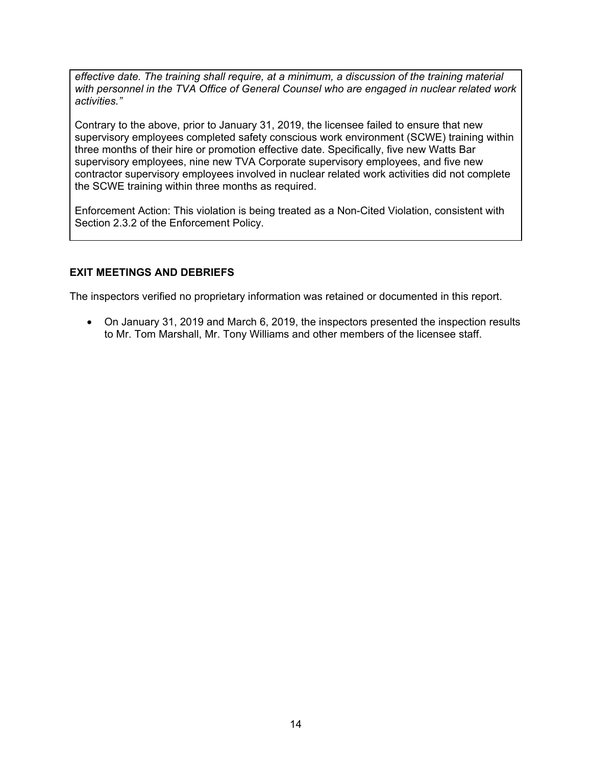*effective date. The training shall require, at a minimum, a discussion of the training material with personnel in the TVA Office of General Counsel who are engaged in nuclear related work activities."*

Contrary to the above, prior to January 31, 2019, the licensee failed to ensure that new supervisory employees completed safety conscious work environment (SCWE) training within three months of their hire or promotion effective date. Specifically, five new Watts Bar supervisory employees, nine new TVA Corporate supervisory employees, and five new contractor supervisory employees involved in nuclear related work activities did not complete the SCWE training within three months as required.

Enforcement Action: This violation is being treated as a Non-Cited Violation, consistent with Section 2.3.2 of the Enforcement Policy.

**EXIT MEETINGS AND DEBRIEFS**

The inspectors verified no proprietary information was retained or documented in this report.

- On January 31, 2019 and March 6, 2019, the inspectors presented the inspection results to Mr. Tom Marshall, Mr. Tony Williams and other members of the licensee staff.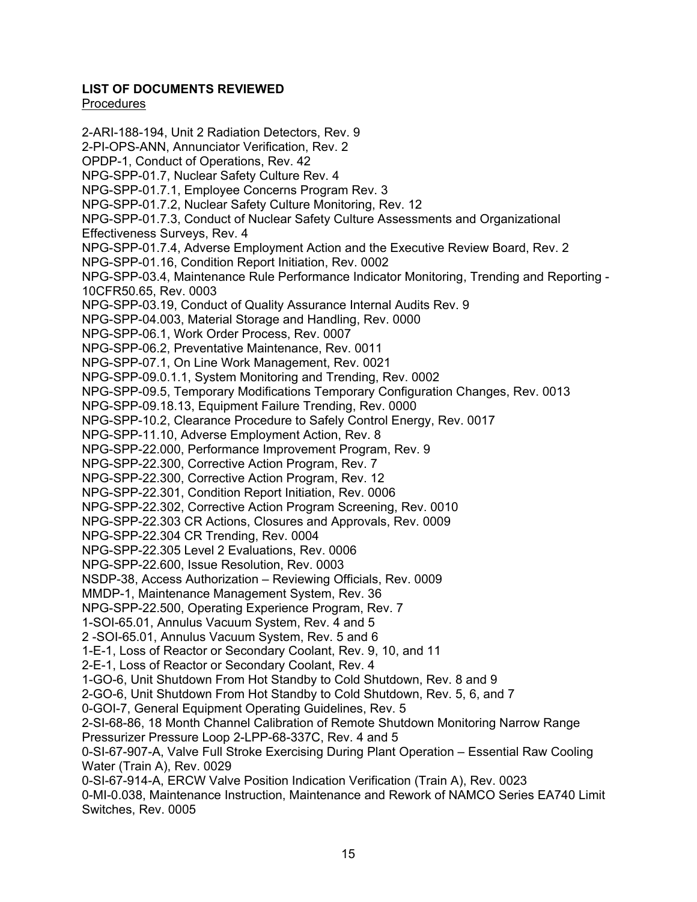**LIST OF DOCUMENTS REVIEWED**

Procedures

2-ARI-188-194, Unit 2 Radiation Detectors, Rev. 9
2-PI-OPS-ANN, Annunciator Verification, Rev. 2
OPDP-1, Conduct of Operations, Rev. 42
NPG-SPP-01.7, Nuclear Safety Culture Rev. 4
NPG-SPP-01.7.1, Employee Concerns Program Rev. 3
NPG-SPP-01.7.2, Nuclear Safety Culture Monitoring, Rev. 12
NPG-SPP-01.7.3, Conduct of Nuclear Safety Culture Assessments and Organizational Effectiveness Surveys, Rev. 4
NPG-SPP-01.7.4, Adverse Employment Action and the Executive Review Board, Rev. 2
NPG-SPP-01.16, Condition Report Initiation, Rev. 0002
NPG-SPP-03.4, Maintenance Rule Performance Indicator Monitoring, Trending and Reporting - 10CFR50.65, Rev. 0003
NPG-SPP-03.19, Conduct of Quality Assurance Internal Audits Rev. 9
NPG-SPP-04.003, Material Storage and Handling, Rev. 0000
NPG-SPP-06.1, Work Order Process, Rev. 0007
NPG-SPP-06.2, Preventative Maintenance, Rev. 0011
NPG-SPP-07.1, On Line Work Management, Rev. 0021
NPG-SPP-09.0.1.1, System Monitoring and Trending, Rev. 0002
NPG-SPP-09.5, Temporary Modifications Temporary Configuration Changes, Rev. 0013
NPG-SPP-09.18.13, Equipment Failure Trending, Rev. 0000
NPG-SPP-10.2, Clearance Procedure to Safely Control Energy, Rev. 0017
NPG-SPP-11.10, Adverse Employment Action, Rev. 8
NPG-SPP-22.000, Performance Improvement Program, Rev. 9
NPG-SPP-22.300, Corrective Action Program, Rev. 7
NPG-SPP-22.300, Corrective Action Program, Rev. 12
NPG-SPP-22.301, Condition Report Initiation, Rev. 0006
NPG-SPP-22.302, Corrective Action Program Screening, Rev. 0010
NPG-SPP-22.303 CR Actions, Closures and Approvals, Rev. 0009
NPG-SPP-22.304 CR Trending, Rev. 0004
NPG-SPP-22.305 Level 2 Evaluations, Rev. 0006
NPG-SPP-22.600, Issue Resolution, Rev. 0003
NSDP-38, Access Authorization – Reviewing Officials, Rev. 0009
MMDP-1, Maintenance Management System, Rev. 36
NPG-SPP-22.500, Operating Experience Program, Rev. 7
1-SOI-65.01, Annulus Vacuum System, Rev. 4 and 5
2 -SOI-65.01, Annulus Vacuum System, Rev. 5 and 6
1-E-1, Loss of Reactor or Secondary Coolant, Rev. 9, 10, and 11
2-E-1, Loss of Reactor or Secondary Coolant, Rev. 4
1-GO-6, Unit Shutdown From Hot Standby to Cold Shutdown, Rev. 8 and 9
2-GO-6, Unit Shutdown From Hot Standby to Cold Shutdown, Rev. 5, 6, and 7
0-GOI-7, General Equipment Operating Guidelines, Rev. 5
2-SI-68-86, 18 Month Channel Calibration of Remote Shutdown Monitoring Narrow Range Pressurizer Pressure Loop 2-LPP-68-337C, Rev. 4 and 5
0-SI-67-907-A, Valve Full Stroke Exercising During Plant Operation – Essential Raw Cooling Water (Train A), Rev. 0029
0-SI-67-914-A, ERCW Valve Position Indication Verification (Train A), Rev. 0023
0-MI-0.038, Maintenance Instruction, Maintenance and Rework of NAMCO Series EA740 Limit Switches, Rev. 0005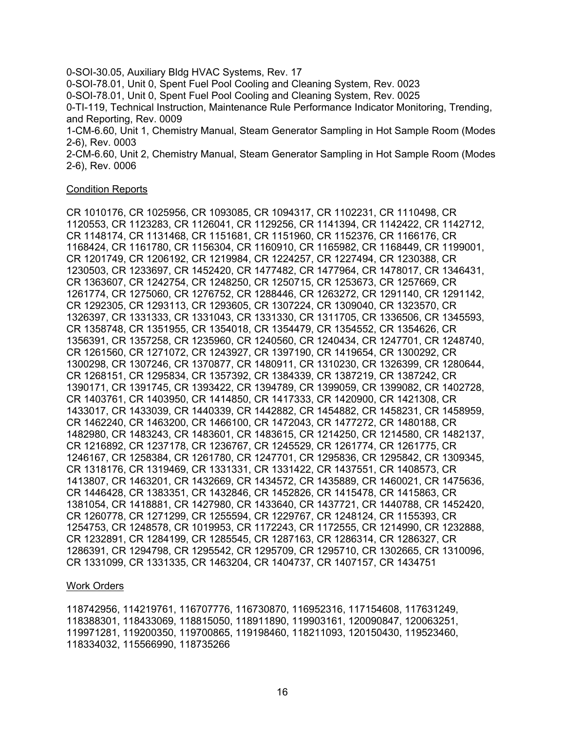0-SOI-30.05, Auxiliary Bldg HVAC Systems, Rev. 17
0-SOI-78.01, Unit 0, Spent Fuel Pool Cooling and Cleaning System, Rev. 0023
0-SOI-78.01, Unit 0, Spent Fuel Pool Cooling and Cleaning System, Rev. 0025
0-TI-119, Technical Instruction, Maintenance Rule Performance Indicator Monitoring, Trending, and Reporting, Rev. 0009
1-CM-6.60, Unit 1, Chemistry Manual, Steam Generator Sampling in Hot Sample Room (Modes 2-6), Rev. 0003
2-CM-6.60, Unit 2, Chemistry Manual, Steam Generator Sampling in Hot Sample Room (Modes 2-6), Rev. 0006

Condition Reports

CR 1010176, CR 1025956, CR 1093085, CR 1094317, CR 1102231, CR 1110498, CR 1120553, CR 1123283, CR 1126041, CR 1129256, CR 1141394, CR 1142422, CR 1142712, CR 1148174, CR 1131468, CR 1151681, CR 1151960, CR 1152376, CR 1166176, CR 1168424, CR 1161780, CR 1156304, CR 1160910, CR 1165982, CR 1168449, CR 1199001, CR 1201749, CR 1206192, CR 1219984, CR 1224257, CR 1227494, CR 1230388, CR 1230503, CR 1233697, CR 1452420, CR 1477482, CR 1477964, CR 1478017, CR 1346431, CR 1363607, CR 1242754, CR 1248250, CR 1250715, CR 1253673, CR 1257669, CR 1261774, CR 1275060, CR 1276752, CR 1288446, CR 1263272, CR 1291140, CR 1291142, CR 1292305, CR 1293113, CR 1293605, CR 1307224, CR 1309040, CR 1323570, CR 1326397, CR 1331333, CR 1331043, CR 1331330, CR 1311705, CR 1336506, CR 1345593, CR 1358748, CR 1351955, CR 1354018, CR 1354479, CR 1354552, CR 1354626, CR 1356391, CR 1357258, CR 1235960, CR 1240560, CR 1240434, CR 1247701, CR 1248740, CR 1261560, CR 1271072, CR 1243927, CR 1397190, CR 1419654, CR 1300292, CR 1300298, CR 1307246, CR 1370877, CR 1480911, CR 1310230, CR 1326399, CR 1280644, CR 1268151, CR 1295834, CR 1357392, CR 1384339, CR 1387219, CR 1387242, CR 1390171, CR 1391745, CR 1393422, CR 1394789, CR 1399059, CR 1399082, CR 1402728, CR 1403761, CR 1403950, CR 1414850, CR 1417333, CR 1420900, CR 1421308, CR 1433017, CR 1433039, CR 1440339, CR 1442882, CR 1454882, CR 1458231, CR 1458959, CR 1462240, CR 1463200, CR 1466100, CR 1472043, CR 1477272, CR 1480188, CR 1482980, CR 1483243, CR 1483601, CR 1483615, CR 1214250, CR 1214580, CR 1482137, CR 1216892, CR 1237178, CR 1236767, CR 1245529, CR 1261774, CR 1261775, CR 1246167, CR 1258384, CR 1261780, CR 1247701, CR 1295836, CR 1295842, CR 1309345, CR 1318176, CR 1319469, CR 1331331, CR 1331422, CR 1437551, CR 1408573, CR 1413807, CR 1463201, CR 1432669, CR 1434572, CR 1435889, CR 1460021, CR 1475636, CR 1446428, CR 1383351, CR 1432846, CR 1452826, CR 1415478, CR 1415863, CR 1381054, CR 1418881, CR 1427980, CR 1433640, CR 1437721, CR 1440788, CR 1452420, CR 1260778, CR 1271299, CR 1255594, CR 1229767, CR 1248124, CR 1155393, CR 1254753, CR 1248578, CR 1019953, CR 1172243, CR 1172555, CR 1214990, CR 1232888, CR 1232891, CR 1284199, CR 1285545, CR 1287163, CR 1286314, CR 1286327, CR 1286391, CR 1294798, CR 1295542, CR 1295709, CR 1295710, CR 1302665, CR 1310096, CR 1331099, CR 1331335, CR 1463204, CR 1404737, CR 1407157, CR 1434751

Work Orders

118742956, 114219761, 116707776, 116730870, 116952316, 117154608, 117631249, 118388301, 118433069, 118815050, 118911890, 119903161, 120090847, 120063251, 119971281, 119200350, 119700865, 119198460, 118211093, 120150430, 119523460, 118334032, 115566990, 118735266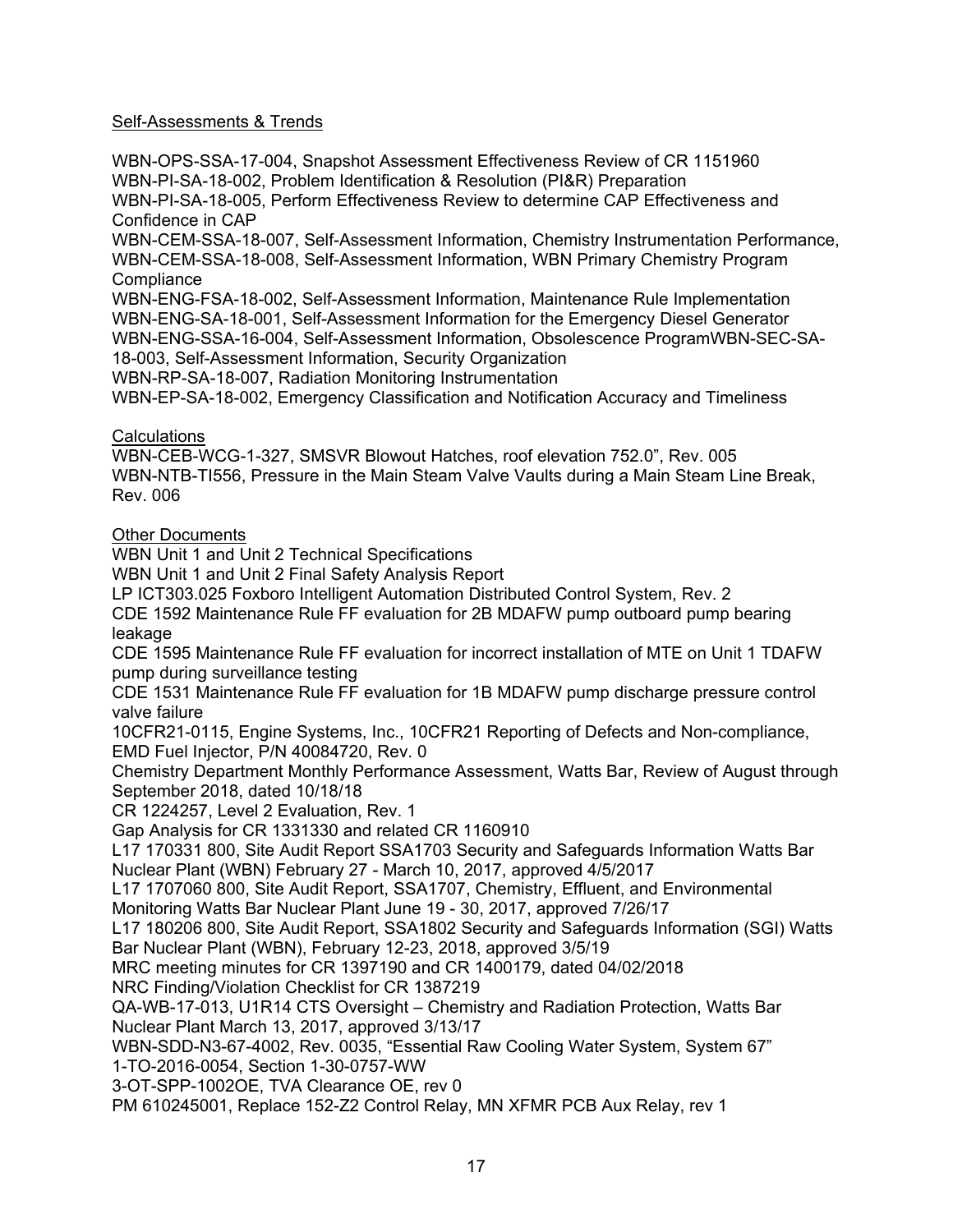Self-Assessments & Trends

WBN-OPS-SSA-17-004, Snapshot Assessment Effectiveness Review of CR 1151960
WBN-PI-SA-18-002, Problem Identification & Resolution (PI&R) Preparation
WBN-PI-SA-18-005, Perform Effectiveness Review to determine CAP Effectiveness and Confidence in CAP
WBN-CEM-SSA-18-007, Self-Assessment Information, Chemistry Instrumentation Performance,
WBN-CEM-SSA-18-008, Self-Assessment Information, WBN Primary Chemistry Program Compliance
WBN-ENG-FSA-18-002, Self-Assessment Information, Maintenance Rule Implementation
WBN-ENG-SA-18-001, Self-Assessment Information for the Emergency Diesel Generator
WBN-ENG-SSA-16-004, Self-Assessment Information, Obsolescence ProgramWBN-SEC-SA-18-003, Self-Assessment Information, Security Organization
WBN-RP-SA-18-007, Radiation Monitoring Instrumentation
WBN-EP-SA-18-002, Emergency Classification and Notification Accuracy and Timeliness

Calculations

WBN-CEB-WCG-1-327, SMSVR Blowout Hatches, roof elevation 752.0", Rev. 005
WBN-NTB-TI556, Pressure in the Main Steam Valve Vaults during a Main Steam Line Break, Rev. 006

Other Documents

WBN Unit 1 and Unit 2 Technical Specifications
WBN Unit 1 and Unit 2 Final Safety Analysis Report
LP ICT303.025 Foxboro Intelligent Automation Distributed Control System, Rev. 2
CDE 1592 Maintenance Rule FF evaluation for 2B MDAFW pump outboard pump bearing leakage
CDE 1595 Maintenance Rule FF evaluation for incorrect installation of MTE on Unit 1 TDAFW pump during surveillance testing
CDE 1531 Maintenance Rule FF evaluation for 1B MDAFW pump discharge pressure control valve failure
10CFR21-0115, Engine Systems, Inc., 10CFR21 Reporting of Defects and Non-compliance, EMD Fuel Injector, P/N 40084720, Rev. 0
Chemistry Department Monthly Performance Assessment, Watts Bar, Review of August through September 2018, dated 10/18/18
CR 1224257, Level 2 Evaluation, Rev. 1
Gap Analysis for CR 1331330 and related CR 1160910
L17 170331 800, Site Audit Report SSA1703 Security and Safeguards Information Watts Bar Nuclear Plant (WBN) February 27 - March 10, 2017, approved 4/5/2017
L17 1707060 800, Site Audit Report, SSA1707, Chemistry, Effluent, and Environmental Monitoring Watts Bar Nuclear Plant June 19 - 30, 2017, approved 7/26/17
L17 180206 800, Site Audit Report, SSA1802 Security and Safeguards Information (SGI) Watts Bar Nuclear Plant (WBN), February 12-23, 2018, approved 3/5/19
MRC meeting minutes for CR 1397190 and CR 1400179, dated 04/02/2018
NRC Finding/Violation Checklist for CR 1387219
QA-WB-17-013, U1R14 CTS Oversight – Chemistry and Radiation Protection, Watts Bar Nuclear Plant March 13, 2017, approved 3/13/17
WBN-SDD-N3-67-4002, Rev. 0035, "Essential Raw Cooling Water System, System 67"
1-TO-2016-0054, Section 1-30-0757-WW
3-OT-SPP-1002OE, TVA Clearance OE, rev 0
PM 610245001, Replace 152-Z2 Control Relay, MN XFMR PCB Aux Relay, rev 1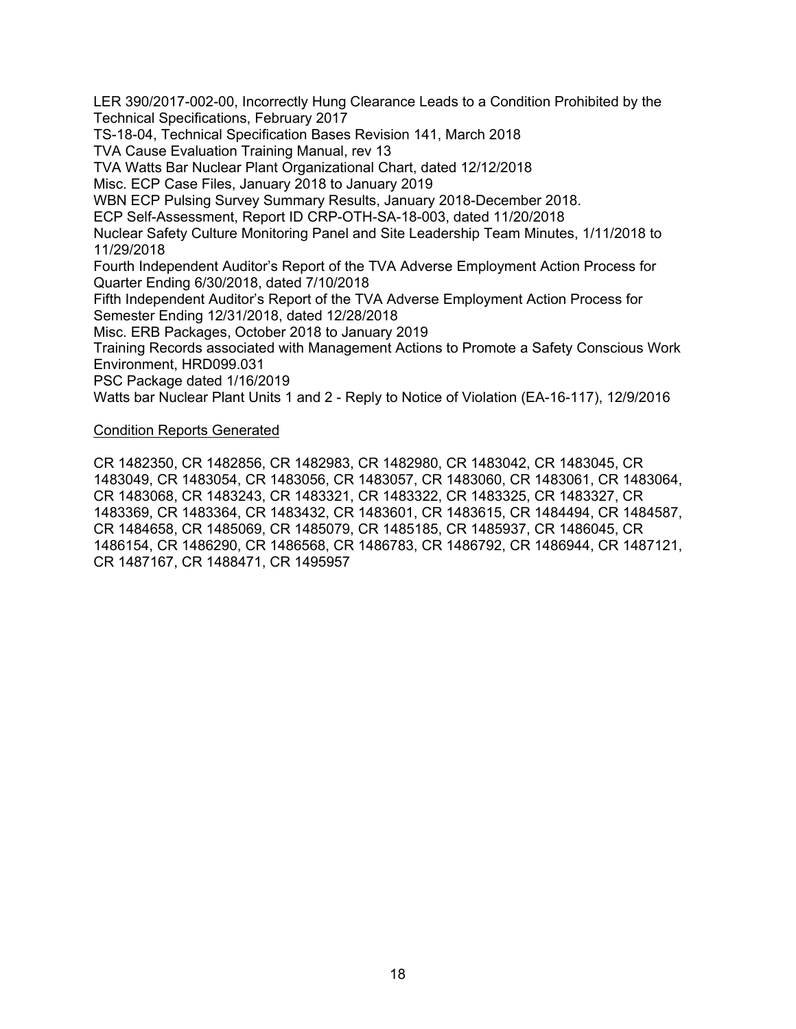LER 390/2017-002-00, Incorrectly Hung Clearance Leads to a Condition Prohibited by the Technical Specifications, February 2017
TS-18-04, Technical Specification Bases Revision 141, March 2018
TVA Cause Evaluation Training Manual, rev 13
TVA Watts Bar Nuclear Plant Organizational Chart, dated 12/12/2018
Misc. ECP Case Files, January 2018 to January 2019
WBN ECP Pulsing Survey Summary Results, January 2018-December 2018.
ECP Self-Assessment, Report ID CRP-OTH-SA-18-003, dated 11/20/2018
Nuclear Safety Culture Monitoring Panel and Site Leadership Team Minutes, 1/11/2018 to 11/29/2018
Fourth Independent Auditor's Report of the TVA Adverse Employment Action Process for Quarter Ending 6/30/2018, dated 7/10/2018
Fifth Independent Auditor's Report of the TVA Adverse Employment Action Process for Semester Ending 12/31/2018, dated 12/28/2018
Misc. ERB Packages, October 2018 to January 2019
Training Records associated with Management Actions to Promote a Safety Conscious Work Environment, HRD099.031
PSC Package dated 1/16/2019
Watts bar Nuclear Plant Units 1 and 2 - Reply to Notice of Violation (EA-16-117), 12/9/2016

<u>Condition Reports Generated</u>

CR 1482350, CR 1482856, CR 1482983, CR 1482980, CR 1483042, CR 1483045, CR 1483049, CR 1483054, CR 1483056, CR 1483057, CR 1483060, CR 1483061, CR 1483064, CR 1483068, CR 1483243, CR 1483321, CR 1483322, CR 1483325, CR 1483327, CR 1483369, CR 1483364, CR 1483432, CR 1483601, CR 1483615, CR 1484494, CR 1484587, CR 1484658, CR 1485069, CR 1485079, CR 1485185, CR 1485937, CR 1486045, CR 1486154, CR 1486290, CR 1486568, CR 1486783, CR 1486792, CR 1486944, CR 1487121, CR 1487167, CR 1488471, CR 1495957